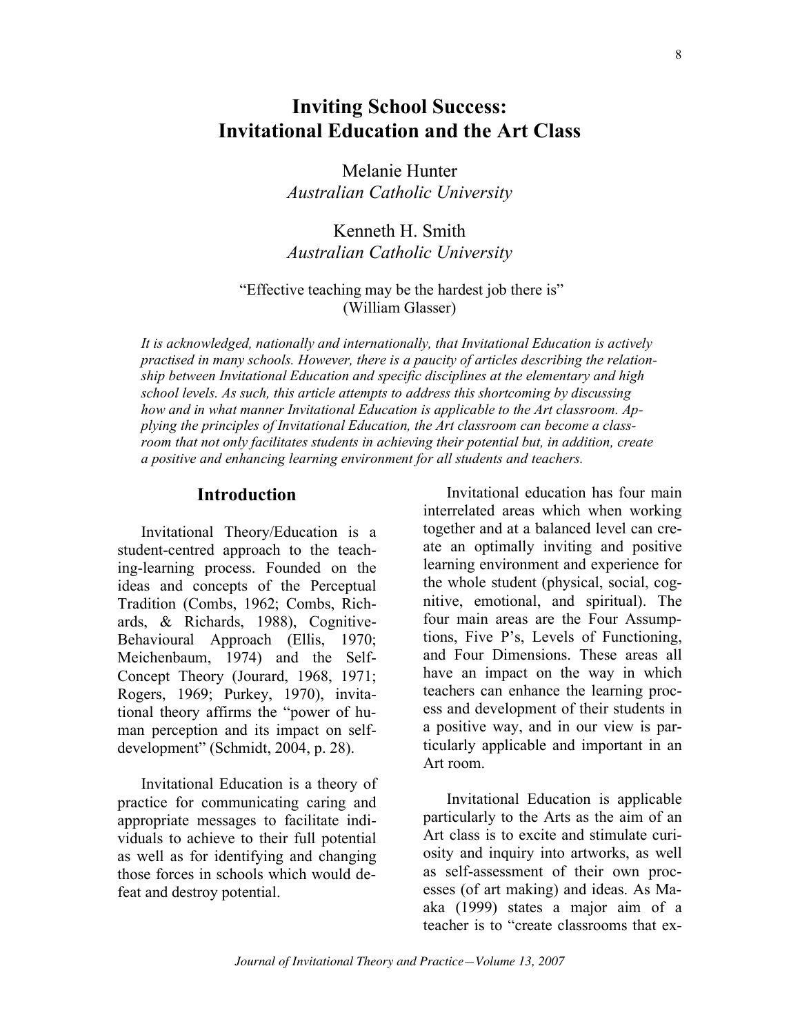# Inviting School Success: Invitational Education and the Art Class

Melanie Hunter
*Australian Catholic University*

Kenneth H. Smith
*Australian Catholic University*

"Effective teaching may be the hardest job there is"
(William Glasser)

*It is acknowledged, nationally and internationally, that Invitational Education is actively practised in many schools. However, there is a paucity of articles describing the relationship between Invitational Education and specific disciplines at the elementary and high school levels. As such, this article attempts to address this shortcoming by discussing how and in what manner Invitational Education is applicable to the Art classroom. Applying the principles of Invitational Education, the Art classroom can become a classroom that not only facilitates students in achieving their potential but, in addition, create a positive and enhancing learning environment for all students and teachers.*

## Introduction

Invitational Theory/Education is a student-centred approach to the teaching-learning process. Founded on the ideas and concepts of the Perceptual Tradition (Combs, 1962; Combs, Richards, & Richards, 1988), Cognitive-Behavioural Approach (Ellis, 1970; Meichenbaum, 1974) and the Self-Concept Theory (Jourard, 1968, 1971; Rogers, 1969; Purkey, 1970), invitational theory affirms the "power of human perception and its impact on self-development" (Schmidt, 2004, p. 28).

Invitational Education is a theory of practice for communicating caring and appropriate messages to facilitate individuals to achieve to their full potential as well as for identifying and changing those forces in schools which would defeat and destroy potential.

Invitational education has four main interrelated areas which when working together and at a balanced level can create an optimally inviting and positive learning environment and experience for the whole student (physical, social, cognitive, emotional, and spiritual). The four main areas are the Four Assumptions, Five P's, Levels of Functioning, and Four Dimensions. These areas all have an impact on the way in which teachers can enhance the learning process and development of their students in a positive way, and in our view is particularly applicable and important in an Art room.

Invitational Education is applicable particularly to the Arts as the aim of an Art class is to excite and stimulate curiosity and inquiry into artworks, as well as self-assessment of their own processes (of art making) and ideas. As Maaka (1999) states a major aim of a teacher is to "create classrooms that ex-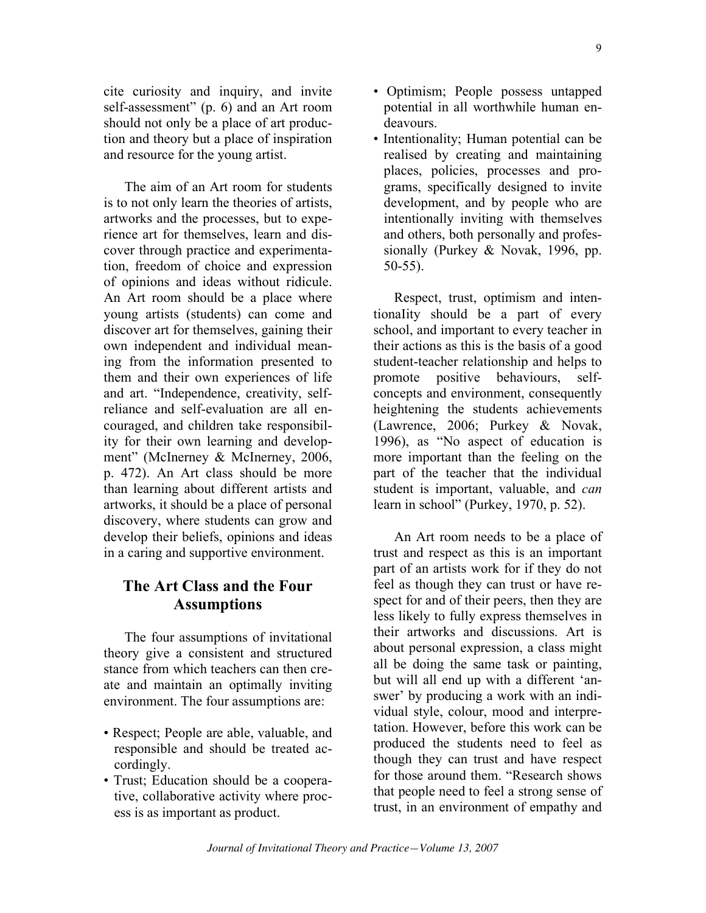cite curiosity and inquiry, and invite self-assessment" (p. 6) and an Art room should not only be a place of art production and theory but a place of inspiration and resource for the young artist.

The aim of an Art room for students is to not only learn the theories of artists, artworks and the processes, but to experience art for themselves, learn and discover through practice and experimentation, freedom of choice and expression of opinions and ideas without ridicule. An Art room should be a place where young artists (students) can come and discover art for themselves, gaining their own independent and individual meaning from the information presented to them and their own experiences of life and art. "Independence, creativity, self-reliance and self-evaluation are all encouraged, and children take responsibility for their own learning and development" (McInerney & McInerney, 2006, p. 472). An Art class should be more than learning about different artists and artworks, it should be a place of personal discovery, where students can grow and develop their beliefs, opinions and ideas in a caring and supportive environment.

## The Art Class and the Four Assumptions

The four assumptions of invitational theory give a consistent and structured stance from which teachers can then create and maintain an optimally inviting environment. The four assumptions are:

- Respect; People are able, valuable, and responsible and should be treated accordingly.
- Trust; Education should be a cooperative, collaborative activity where process is as important as product.
- Optimism; People possess untapped potential in all worthwhile human endeavours.
- Intentionality; Human potential can be realised by creating and maintaining places, policies, processes and programs, specifically designed to invite development, and by people who are intentionally inviting with themselves and others, both personally and professionally (Purkey & Novak, 1996, pp. 50-55).

Respect, trust, optimism and intentionaIity should be a part of every school, and important to every teacher in their actions as this is the basis of a good student-teacher relationship and helps to promote positive behaviours, self-concepts and environment, consequently heightening the students achievements (Lawrence, 2006; Purkey & Novak, 1996), as "No aspect of education is more important than the feeling on the part of the teacher that the individual student is important, valuable, and *can* learn in school" (Purkey, 1970, p. 52).

An Art room needs to be a place of trust and respect as this is an important part of an artists work for if they do not feel as though they can trust or have respect for and of their peers, then they are less likely to fully express themselves in their artworks and discussions. Art is about personal expression, a class might all be doing the same task or painting, but will all end up with a different 'answer' by producing a work with an individual style, colour, mood and interpretation. However, before this work can be produced the students need to feel as though they can trust and have respect for those around them. "Research shows that people need to feel a strong sense of trust, in an environment of empathy and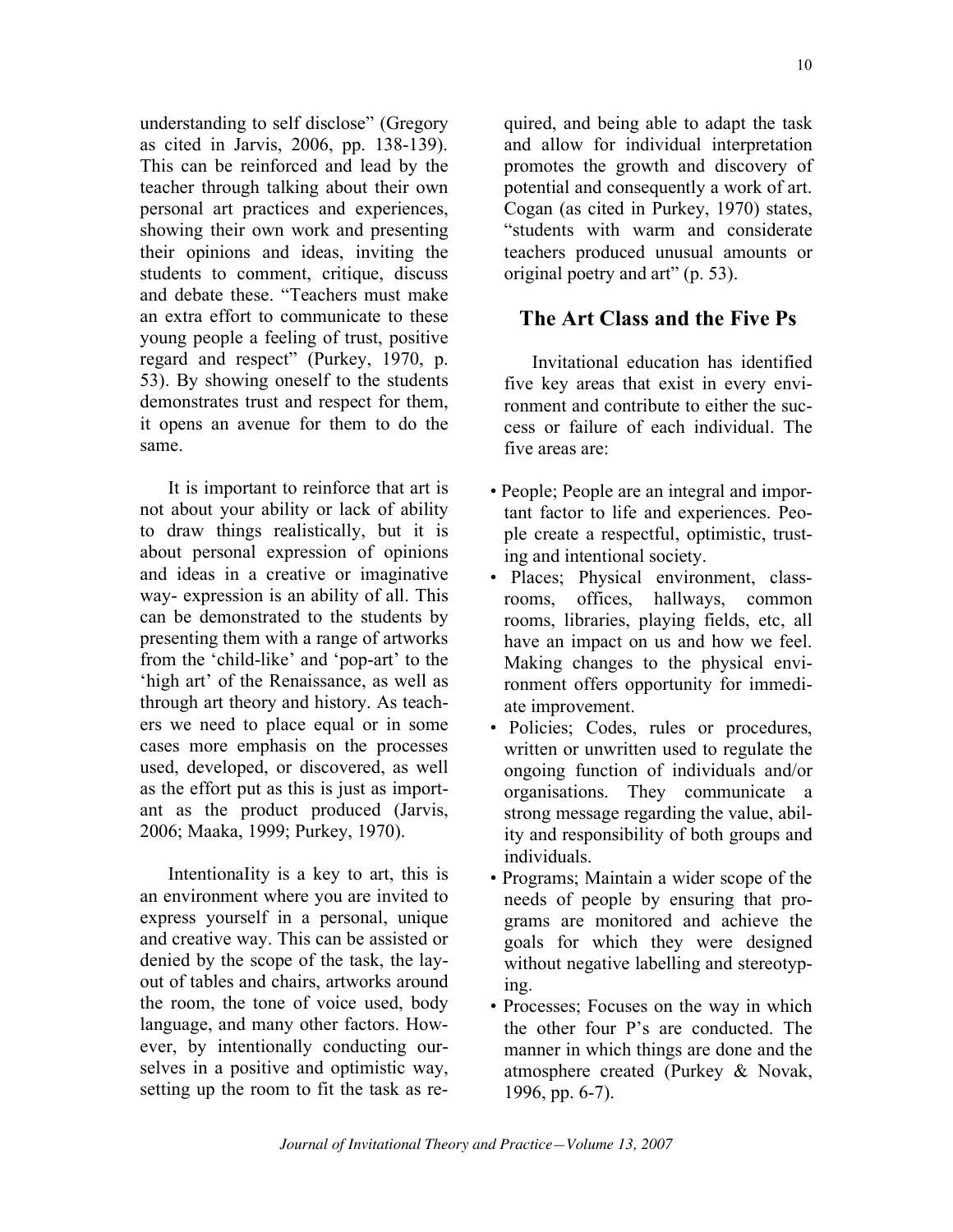understanding to self disclose" (Gregory as cited in Jarvis, 2006, pp. 138-139). This can be reinforced and lead by the teacher through talking about their own personal art practices and experiences, showing their own work and presenting their opinions and ideas, inviting the students to comment, critique, discuss and debate these. "Teachers must make an extra effort to communicate to these young people a feeling of trust, positive regard and respect" (Purkey, 1970, p. 53). By showing oneself to the students demonstrates trust and respect for them, it opens an avenue for them to do the same.

It is important to reinforce that art is not about your ability or lack of ability to draw things realistically, but it is about personal expression of opinions and ideas in a creative or imaginative way- expression is an ability of all. This can be demonstrated to the students by presenting them with a range of artworks from the 'child-like' and 'pop-art' to the 'high art' of the Renaissance, as well as through art theory and history. As teachers we need to place equal or in some cases more emphasis on the processes used, developed, or discovered, as well as the effort put as this is just as important as the product produced (Jarvis, 2006; Maaka, 1999; Purkey, 1970).

Intentionality is a key to art, this is an environment where you are invited to express yourself in a personal, unique and creative way. This can be assisted or denied by the scope of the task, the layout of tables and chairs, artworks around the room, the tone of voice used, body language, and many other factors. However, by intentionally conducting ourselves in a positive and optimistic way, setting up the room to fit the task as required, and being able to adapt the task and allow for individual interpretation promotes the growth and discovery of potential and consequently a work of art. Cogan (as cited in Purkey, 1970) states, "students with warm and considerate teachers produced unusual amounts or original poetry and art" (p. 53).

## The Art Class and the Five Ps

Invitational education has identified five key areas that exist in every environment and contribute to either the success or failure of each individual. The five areas are:

- People; People are an integral and important factor to life and experiences. People create a respectful, optimistic, trusting and intentional society.
- Places; Physical environment, classrooms, offices, hallways, common rooms, libraries, playing fields, etc, all have an impact on us and how we feel. Making changes to the physical environment offers opportunity for immediate improvement.
- Policies; Codes, rules or procedures, written or unwritten used to regulate the ongoing function of individuals and/or organisations. They communicate a strong message regarding the value, ability and responsibility of both groups and individuals.
- Programs; Maintain a wider scope of the needs of people by ensuring that programs are monitored and achieve the goals for which they were designed without negative labelling and stereotyping.
- Processes; Focuses on the way in which the other four P's are conducted. The manner in which things are done and the atmosphere created (Purkey & Novak, 1996, pp. 6-7).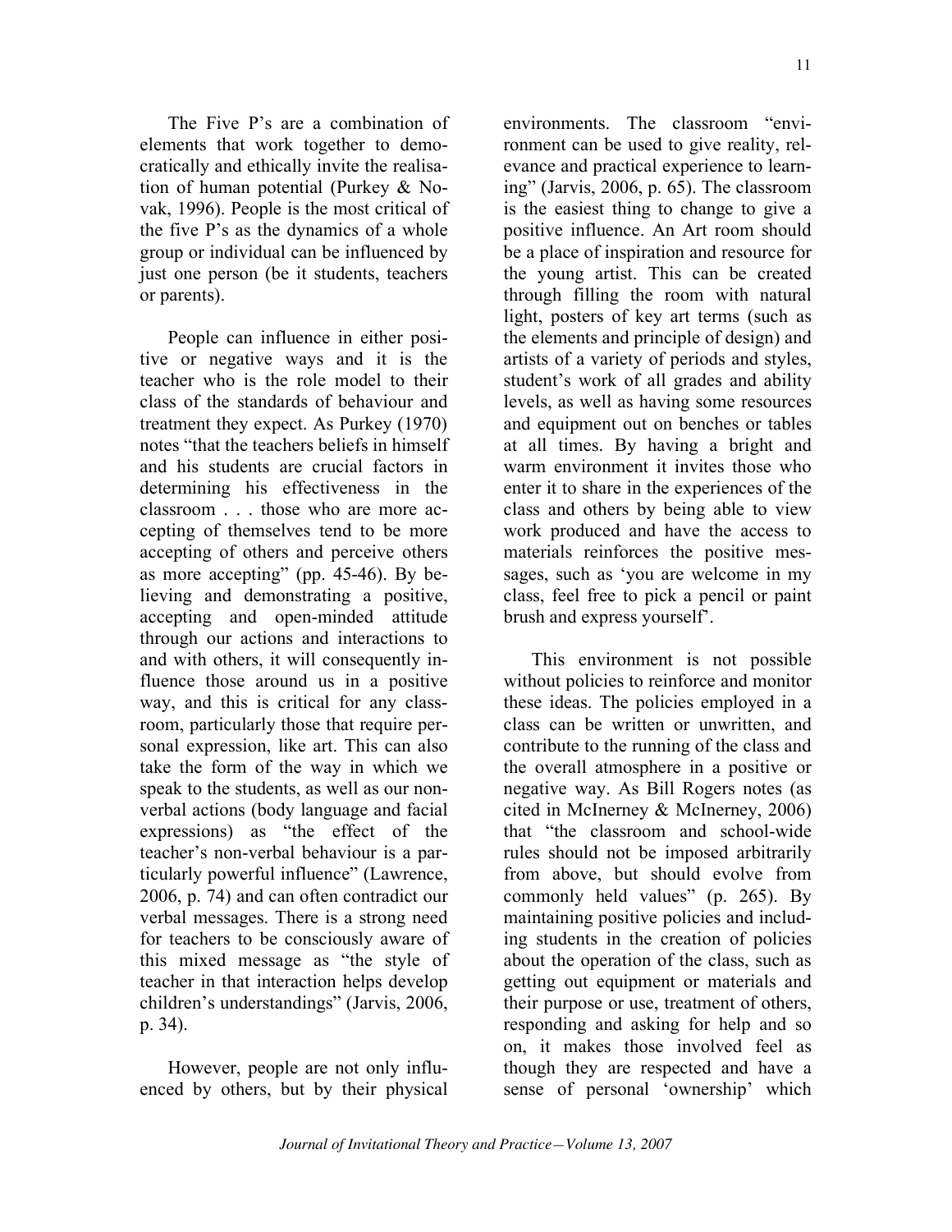The Five P's are a combination of elements that work together to democratically and ethically invite the realisation of human potential (Purkey & Novak, 1996). People is the most critical of the five P's as the dynamics of a whole group or individual can be influenced by just one person (be it students, teachers or parents).

People can influence in either positive or negative ways and it is the teacher who is the role model to their class of the standards of behaviour and treatment they expect. As Purkey (1970) notes "that the teachers beliefs in himself and his students are crucial factors in determining his effectiveness in the classroom . . . those who are more accepting of themselves tend to be more accepting of others and perceive others as more accepting" (pp. 45-46). By believing and demonstrating a positive, accepting and open-minded attitude through our actions and interactions to and with others, it will consequently influence those around us in a positive way, and this is critical for any classroom, particularly those that require personal expression, like art. This can also take the form of the way in which we speak to the students, as well as our non-verbal actions (body language and facial expressions) as "the effect of the teacher's non-verbal behaviour is a particularly powerful influence" (Lawrence, 2006, p. 74) and can often contradict our verbal messages. There is a strong need for teachers to be consciously aware of this mixed message as "the style of teacher in that interaction helps develop children's understandings" (Jarvis, 2006, p. 34).

However, people are not only influenced by others, but by their physical environments. The classroom "environment can be used to give reality, relevance and practical experience to learning" (Jarvis, 2006, p. 65). The classroom is the easiest thing to change to give a positive influence. An Art room should be a place of inspiration and resource for the young artist. This can be created through filling the room with natural light, posters of key art terms (such as the elements and principle of design) and artists of a variety of periods and styles, student's work of all grades and ability levels, as well as having some resources and equipment out on benches or tables at all times. By having a bright and warm environment it invites those who enter it to share in the experiences of the class and others by being able to view work produced and have the access to materials reinforces the positive messages, such as 'you are welcome in my class, feel free to pick a pencil or paint brush and express yourself'.

This environment is not possible without policies to reinforce and monitor these ideas. The policies employed in a class can be written or unwritten, and contribute to the running of the class and the overall atmosphere in a positive or negative way. As Bill Rogers notes (as cited in McInerney & McInerney, 2006) that "the classroom and school-wide rules should not be imposed arbitrarily from above, but should evolve from commonly held values" (p. 265). By maintaining positive policies and including students in the creation of policies about the operation of the class, such as getting out equipment or materials and their purpose or use, treatment of others, responding and asking for help and so on, it makes those involved feel as though they are respected and have a sense of personal 'ownership' which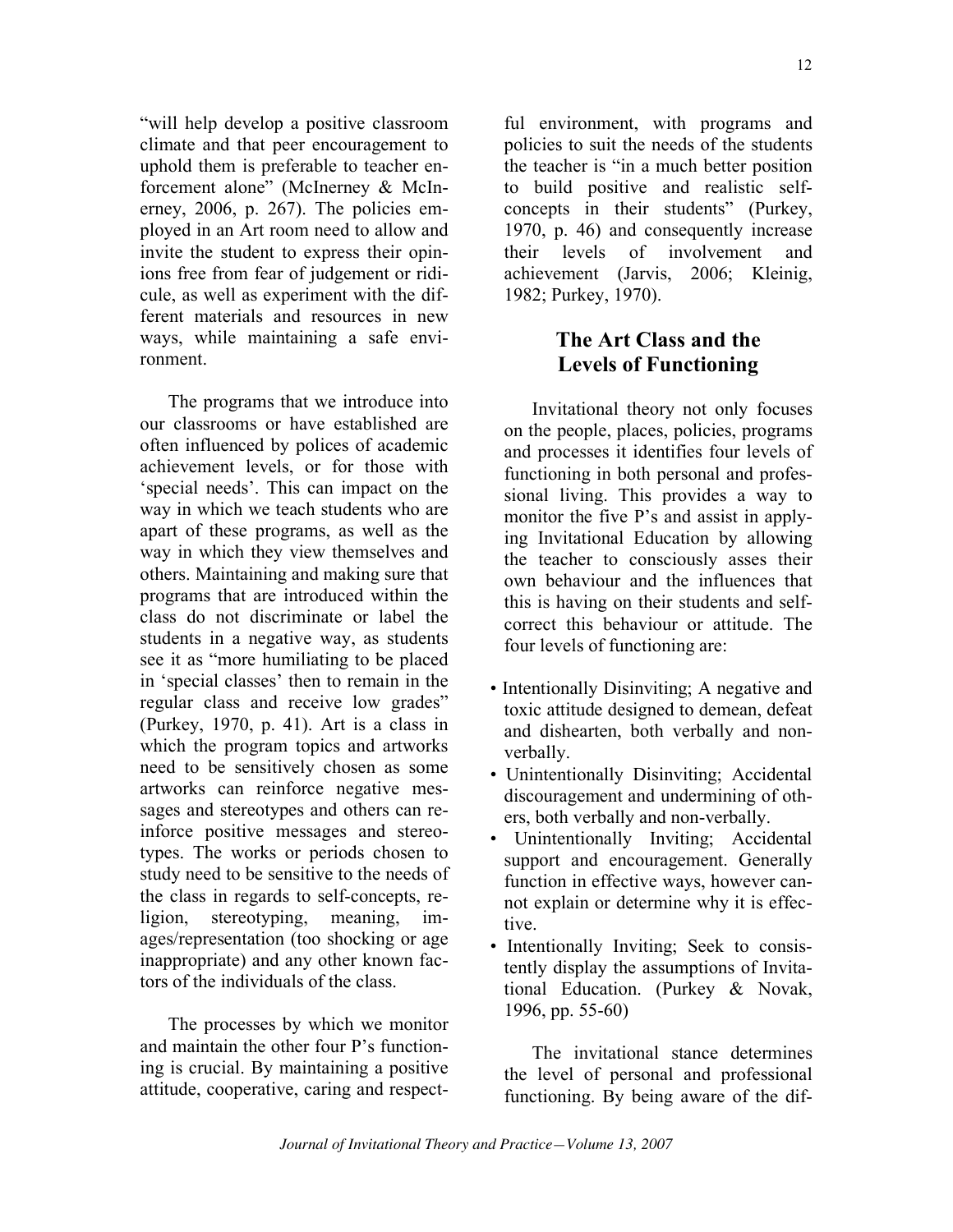"will help develop a positive classroom climate and that peer encouragement to uphold them is preferable to teacher enforcement alone" (McInerney & McInerney, 2006, p. 267). The policies employed in an Art room need to allow and invite the student to express their opinions free from fear of judgement or ridicule, as well as experiment with the different materials and resources in new ways, while maintaining a safe environment.

The programs that we introduce into our classrooms or have established are often influenced by polices of academic achievement levels, or for those with 'special needs'. This can impact on the way in which we teach students who are apart of these programs, as well as the way in which they view themselves and others. Maintaining and making sure that programs that are introduced within the class do not discriminate or label the students in a negative way, as students see it as "more humiliating to be placed in 'special classes' then to remain in the regular class and receive low grades" (Purkey, 1970, p. 41). Art is a class in which the program topics and artworks need to be sensitively chosen as some artworks can reinforce negative messages and stereotypes and others can reinforce positive messages and stereotypes. The works or periods chosen to study need to be sensitive to the needs of the class in regards to self-concepts, religion, stereotyping, meaning, images/representation (too shocking or age inappropriate) and any other known factors of the individuals of the class.

The processes by which we monitor and maintain the other four P's functioning is crucial. By maintaining a positive attitude, cooperative, caring and respectful environment, with programs and policies to suit the needs of the students the teacher is "in a much better position to build positive and realistic self-concepts in their students" (Purkey, 1970, p. 46) and consequently increase their levels of involvement and achievement (Jarvis, 2006; Kleinig, 1982; Purkey, 1970).

## The Art Class and the Levels of Functioning

Invitational theory not only focuses on the people, places, policies, programs and processes it identifies four levels of functioning in both personal and professional living. This provides a way to monitor the five P's and assist in applying Invitational Education by allowing the teacher to consciously asses their own behaviour and the influences that this is having on their students and self-correct this behaviour or attitude. The four levels of functioning are:

- Intentionally Disinviting; A negative and toxic attitude designed to demean, defeat and dishearten, both verbally and non-verbally.
- Unintentionally Disinviting; Accidental discouragement and undermining of others, both verbally and non-verbally.
- Unintentionally Inviting; Accidental support and encouragement. Generally function in effective ways, however cannot explain or determine why it is effective.
- Intentionally Inviting; Seek to consistently display the assumptions of Invitational Education. (Purkey & Novak, 1996, pp. 55-60)

The invitational stance determines the level of personal and professional functioning. By being aware of the dif-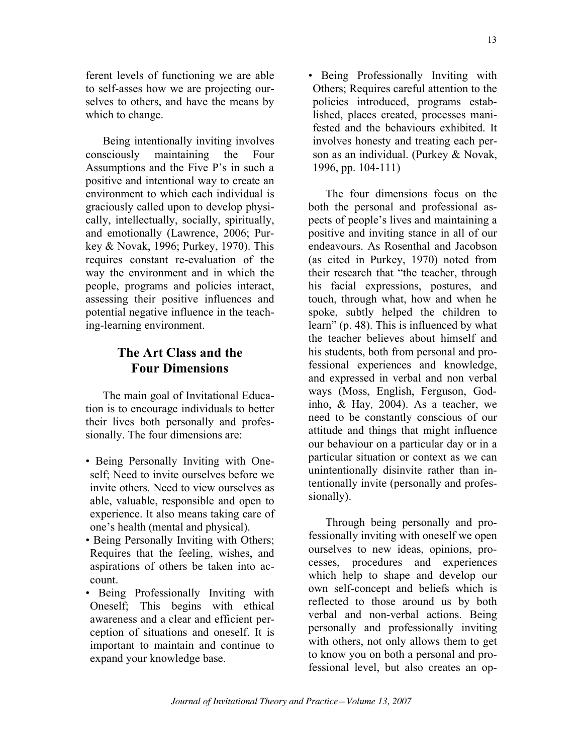ferent levels of functioning we are able to self-asses how we are projecting ourselves to others, and have the means by which to change.

Being intentionally inviting involves consciously maintaining the Four Assumptions and the Five P's in such a positive and intentional way to create an environment to which each individual is graciously called upon to develop physically, intellectually, socially, spiritually, and emotionally (Lawrence, 2006; Purkey & Novak, 1996; Purkey, 1970). This requires constant re-evaluation of the way the environment and in which the people, programs and policies interact, assessing their positive influences and potential negative influence in the teaching-learning environment.

## The Art Class and the Four Dimensions

The main goal of Invitational Education is to encourage individuals to better their lives both personally and professionally. The four dimensions are:

- Being Personally Inviting with Oneself; Need to invite ourselves before we invite others. Need to view ourselves as able, valuable, responsible and open to experience. It also means taking care of one's health (mental and physical).
- Being Personally Inviting with Others; Requires that the feeling, wishes, and aspirations of others be taken into account.
- Being Professionally Inviting with Oneself; This begins with ethical awareness and a clear and efficient perception of situations and oneself. It is important to maintain and continue to expand your knowledge base.
- Being Professionally Inviting with Others; Requires careful attention to the policies introduced, programs established, places created, processes manifested and the behaviours exhibited. It involves honesty and treating each person as an individual. (Purkey & Novak, 1996, pp. 104-111)

The four dimensions focus on the both the personal and professional aspects of people's lives and maintaining a positive and inviting stance in all of our endeavours. As Rosenthal and Jacobson (as cited in Purkey, 1970) noted from their research that "the teacher, through his facial expressions, postures, and touch, through what, how and when he spoke, subtly helped the children to learn" (p. 48). This is influenced by what the teacher believes about himself and his students, both from personal and professional experiences and knowledge, and expressed in verbal and non verbal ways (Moss, English, Ferguson, Godinho, & Hay*,* 2004). As a teacher, we need to be constantly conscious of our attitude and things that might influence our behaviour on a particular day or in a particular situation or context as we can unintentionally disinvite rather than intentionally invite (personally and professionally).

Through being personally and professionally inviting with oneself we open ourselves to new ideas, opinions, processes, procedures and experiences which help to shape and develop our own self-concept and beliefs which is reflected to those around us by both verbal and non-verbal actions. Being personally and professionally inviting with others, not only allows them to get to know you on both a personal and professional level, but also creates an op-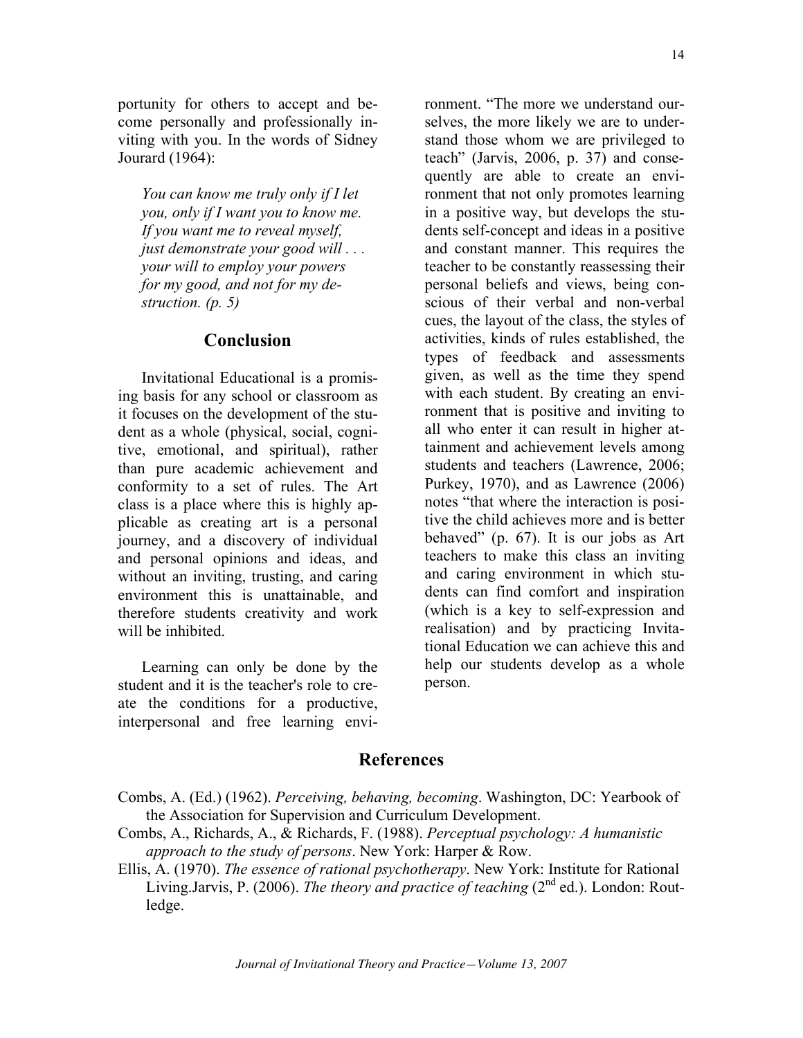portunity for others to accept and become personally and professionally inviting with you. In the words of Sidney Jourard (1964):

> *You can know me truly only if I let you, only if I want you to know me. If you want me to reveal myself, just demonstrate your good will . . . your will to employ your powers for my good, and not for my destruction. (p. 5)*

## Conclusion

Invitational Educational is a promising basis for any school or classroom as it focuses on the development of the student as a whole (physical, social, cognitive, emotional, and spiritual), rather than pure academic achievement and conformity to a set of rules. The Art class is a place where this is highly applicable as creating art is a personal journey, and a discovery of individual and personal opinions and ideas, and without an inviting, trusting, and caring environment this is unattainable, and therefore students creativity and work will be inhibited.

Learning can only be done by the student and it is the teacher's role to create the conditions for a productive, interpersonal and free learning environment. "The more we understand ourselves, the more likely we are to understand those whom we are privileged to teach" (Jarvis, 2006, p. 37) and consequently are able to create an environment that not only promotes learning in a positive way, but develops the students self-concept and ideas in a positive and constant manner. This requires the teacher to be constantly reassessing their personal beliefs and views, being conscious of their verbal and non-verbal cues, the layout of the class, the styles of activities, kinds of rules established, the types of feedback and assessments given, as well as the time they spend with each student. By creating an environment that is positive and inviting to all who enter it can result in higher attainment and achievement levels among students and teachers (Lawrence, 2006; Purkey, 1970), and as Lawrence (2006) notes "that where the interaction is positive the child achieves more and is better behaved" (p. 67). It is our jobs as Art teachers to make this class an inviting and caring environment in which students can find comfort and inspiration (which is a key to self-expression and realisation) and by practicing Invitational Education we can achieve this and help our students develop as a whole person.

## References

Combs, A. (Ed.) (1962). *Perceiving, behaving, becoming*. Washington, DC: Yearbook of the Association for Supervision and Curriculum Development.

Combs, A., Richards, A., & Richards, F. (1988). *Perceptual psychology: A humanistic approach to the study of persons*. New York: Harper & Row.

Ellis, A. (1970). *The essence of rational psychotherapy*. New York: Institute for Rational Living.Jarvis, P. (2006). *The theory and practice of teaching* (2nd ed.). London: Routledge.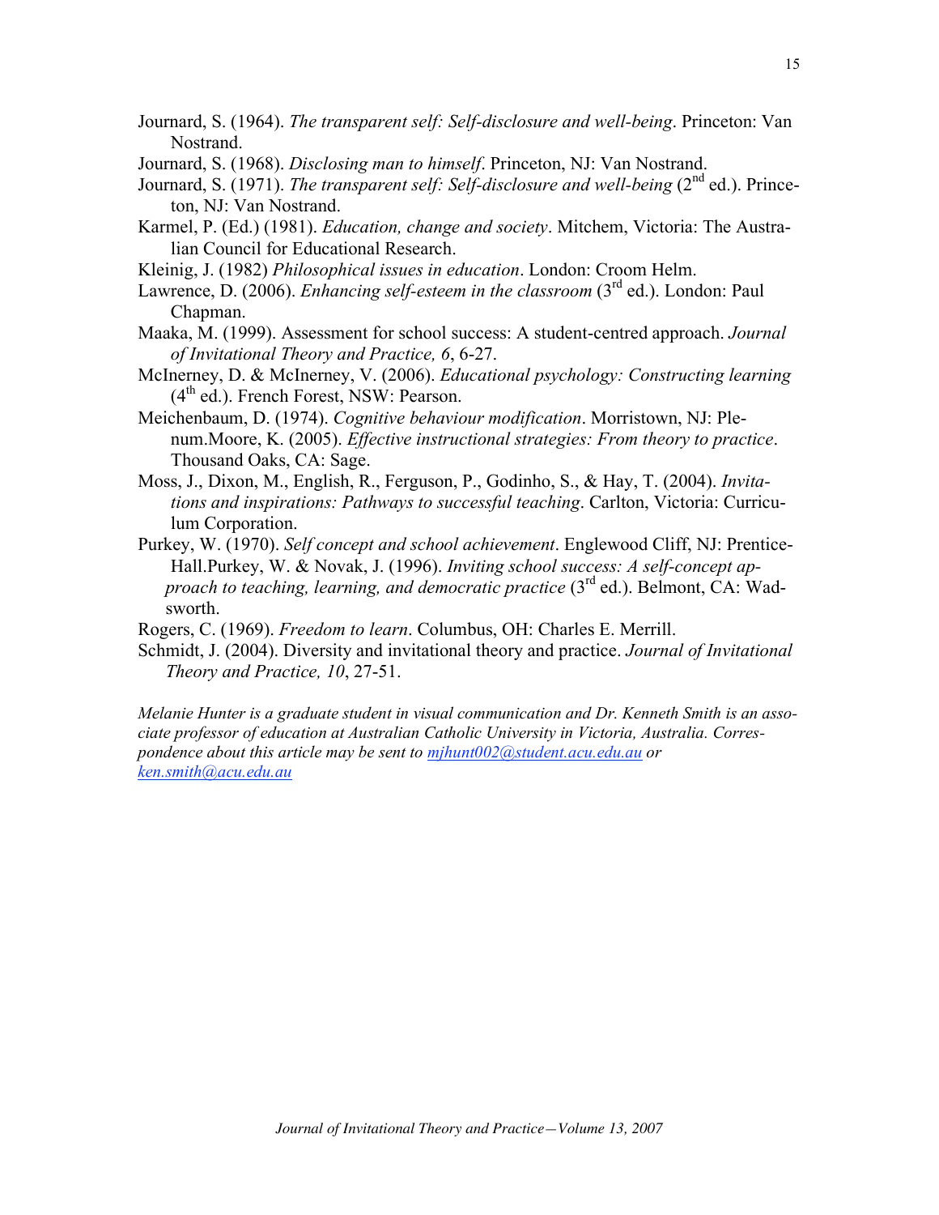Journard, S. (1964). *The transparent self: Self-disclosure and well-being*. Princeton: Van Nostrand.

Journard, S. (1968). *Disclosing man to himself*. Princeton, NJ: Van Nostrand.

Journard, S. (1971). *The transparent self: Self-disclosure and well-being* (2nd ed.). Princeton, NJ: Van Nostrand.

Karmel, P. (Ed.) (1981). *Education, change and society*. Mitchem, Victoria: The Australian Council for Educational Research.

Kleinig, J. (1982) *Philosophical issues in education*. London: Croom Helm.

Lawrence, D. (2006). *Enhancing self-esteem in the classroom* (3rd ed.). London: Paul Chapman.

Maaka, M. (1999). Assessment for school success: A student-centred approach. *Journal of Invitational Theory and Practice, 6*, 6-27.

McInerney, D. & McInerney, V. (2006). *Educational psychology: Constructing learning* (4th ed.). French Forest, NSW: Pearson.

Meichenbaum, D. (1974). *Cognitive behaviour modification*. Morristown, NJ: Plenum.Moore, K. (2005). *Effective instructional strategies: From theory to practice*. Thousand Oaks, CA: Sage.

Moss, J., Dixon, M., English, R., Ferguson, P., Godinho, S., & Hay, T. (2004). *Invitations and inspirations: Pathways to successful teaching*. Carlton, Victoria: Curriculum Corporation.

Purkey, W. (1970). *Self concept and school achievement*. Englewood Cliff, NJ: Prentice-Hall.Purkey, W. & Novak, J. (1996). *Inviting school success: A self-concept approach to teaching, learning, and democratic practice* (3rd ed.). Belmont, CA: Wadsworth.

Rogers, C. (1969). *Freedom to learn*. Columbus, OH: Charles E. Merrill.

Schmidt, J. (2004). Diversity and invitational theory and practice. *Journal of Invitational Theory and Practice, 10*, 27-51.

*Melanie Hunter is a graduate student in visual communication and Dr. Kenneth Smith is an associate professor of education at Australian Catholic University in Victoria, Australia. Correspondence about this article may be sent to [mjhunt002@student.acu.edu.au](mailto:mjhunt002@student.acu.edu.au) or [ken.smith@acu.edu.au](mailto:ken.smith@acu.edu.au)*